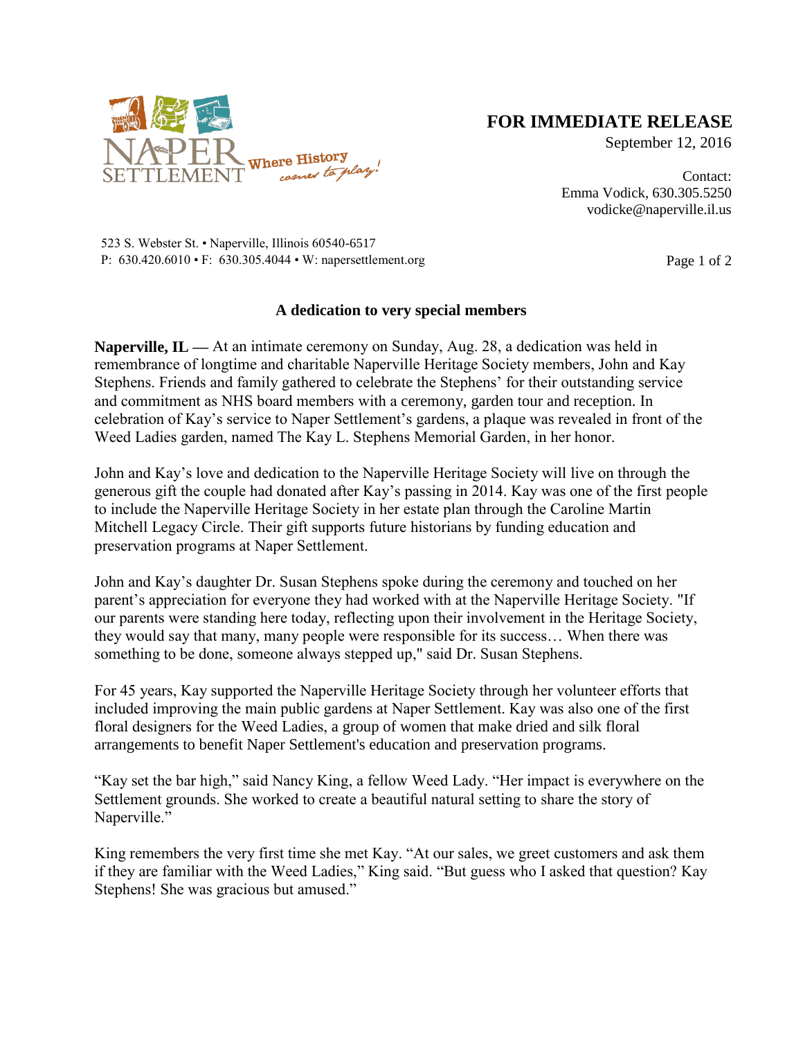NAPER SETTLEMENT Where History comes to play!

**FOR IMMEDIATE RELEASE**
September 12, 2016

Contact:
Emma Vodick, 630.305.5250
vodicke@naperville.il.us

523 S. Webster St. • Naperville, Illinois 60540-6517
P: 630.420.6010 • F: 630.305.4044 • W: napersettlement.org

## A dedication to very special members

**Naperville, IL —** At an intimate ceremony on Sunday, Aug. 28, a dedication was held in remembrance of longtime and charitable Naperville Heritage Society members, John and Kay Stephens. Friends and family gathered to celebrate the Stephens' for their outstanding service and commitment as NHS board members with a ceremony, garden tour and reception. In celebration of Kay's service to Naper Settlement's gardens, a plaque was revealed in front of the Weed Ladies garden, named The Kay L. Stephens Memorial Garden, in her honor.

John and Kay's love and dedication to the Naperville Heritage Society will live on through the generous gift the couple had donated after Kay's passing in 2014. Kay was one of the first people to include the Naperville Heritage Society in her estate plan through the Caroline Martin Mitchell Legacy Circle. Their gift supports future historians by funding education and preservation programs at Naper Settlement.

John and Kay's daughter Dr. Susan Stephens spoke during the ceremony and touched on her parent's appreciation for everyone they had worked with at the Naperville Heritage Society. "If our parents were standing here today, reflecting upon their involvement in the Heritage Society, they would say that many, many people were responsible for its success… When there was something to be done, someone always stepped up," said Dr. Susan Stephens.

For 45 years, Kay supported the Naperville Heritage Society through her volunteer efforts that included improving the main public gardens at Naper Settlement. Kay was also one of the first floral designers for the Weed Ladies, a group of women that make dried and silk floral arrangements to benefit Naper Settlement's education and preservation programs.

"Kay set the bar high," said Nancy King, a fellow Weed Lady. "Her impact is everywhere on the Settlement grounds. She worked to create a beautiful natural setting to share the story of Naperville."

King remembers the very first time she met Kay. "At our sales, we greet customers and ask them if they are familiar with the Weed Ladies," King said. "But guess who I asked that question? Kay Stephens! She was gracious but amused."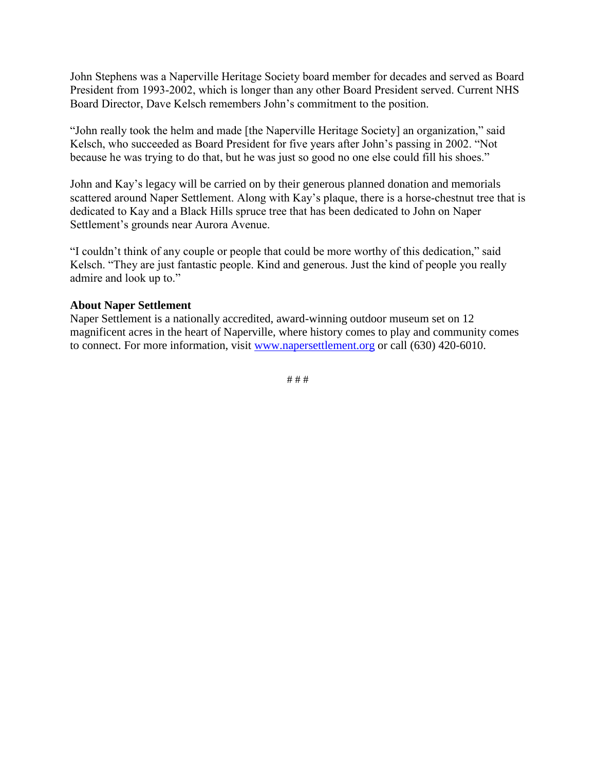John Stephens was a Naperville Heritage Society board member for decades and served as Board President from 1993-2002, which is longer than any other Board President served. Current NHS Board Director, Dave Kelsch remembers John's commitment to the position.

"John really took the helm and made [the Naperville Heritage Society] an organization," said Kelsch, who succeeded as Board President for five years after John's passing in 2002. "Not because he was trying to do that, but he was just so good no one else could fill his shoes."

John and Kay's legacy will be carried on by their generous planned donation and memorials scattered around Naper Settlement. Along with Kay's plaque, there is a horse-chestnut tree that is dedicated to Kay and a Black Hills spruce tree that has been dedicated to John on Naper Settlement's grounds near Aurora Avenue.

"I couldn't think of any couple or people that could be more worthy of this dedication," said Kelsch. "They are just fantastic people. Kind and generous. Just the kind of people you really admire and look up to."

**About Naper Settlement**
Naper Settlement is a nationally accredited, award-winning outdoor museum set on 12 magnificent acres in the heart of Naperville, where history comes to play and community comes to connect. For more information, visit [www.napersettlement.org](http://www.napersettlement.org) or call (630) 420-6010.

# # #